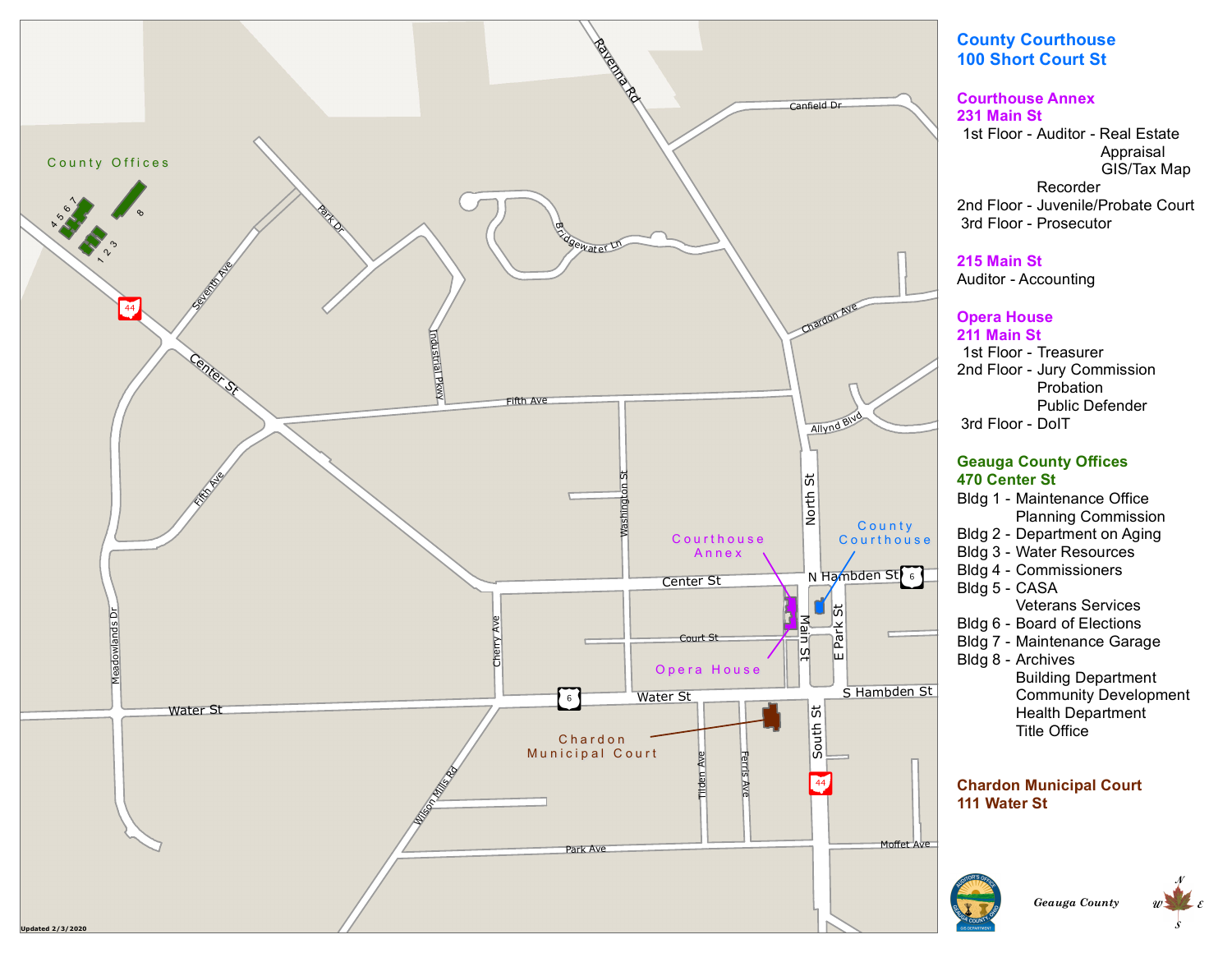## County Courthouse
**100 Short Court St**

## Courthouse Annex
**231 Main St**

- 1st Floor - Auditor - Real Estate Appraisal
  - GIS/Tax Map
  - Recorder
- 2nd Floor - Juvenile/Probate Court
- 3rd Floor - Prosecutor

**215 Main St**

Auditor - Accounting

## Opera House
**211 Main St**

- 1st Floor - Treasurer
- 2nd Floor - Jury Commission
  - Probation
  - Public Defender
- 3rd Floor - DoIT

## Geauga County Offices
**470 Center St**

- Bldg 1 - Maintenance Office
  - Planning Commission
- Bldg 2 - Department on Aging
- Bldg 3 - Water Resources
- Bldg 4 - Commissioners
- Bldg 5 - CASA
  - Veterans Services
- Bldg 6 - Board of Elections
- Bldg 7 - Maintenance Garage
- Bldg 8 - Archives
  - Building Department
  - Community Development
  - Health Department
  - Title Office

## Chardon Municipal Court
**111 Water St**

*Geauga County*

Updated 2/3/2020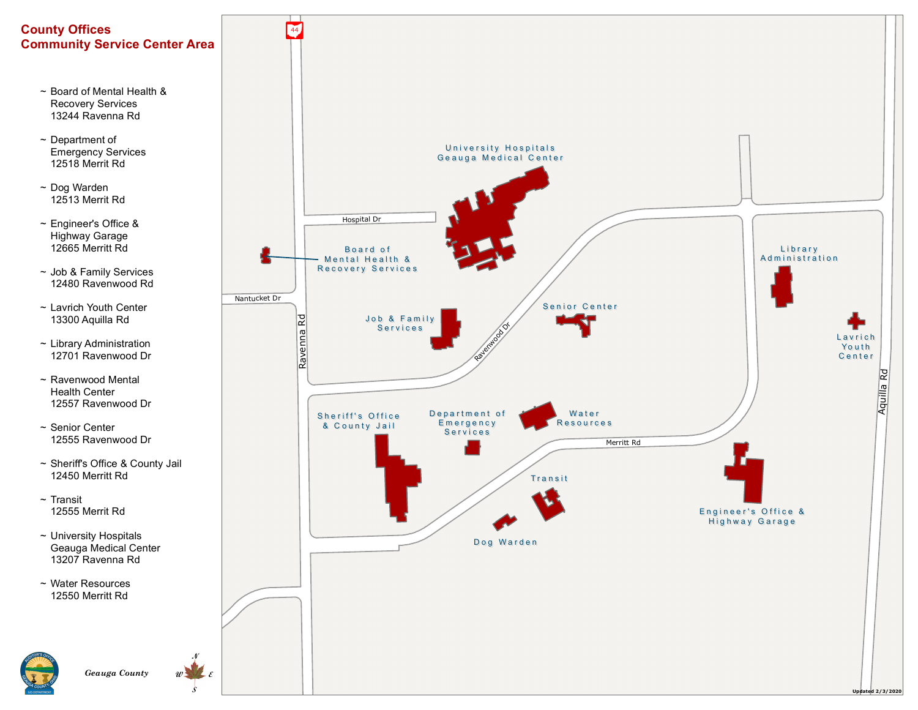# County Offices
## Community Service Center Area

- Board of Mental Health & Recovery Services
  13244 Ravenna Rd
- Department of Emergency Services
  12518 Merrit Rd
- Dog Warden
  12513 Merrit Rd
- Engineer's Office & Highway Garage
  12665 Merritt Rd
- Job & Family Services
  12480 Ravenwood Rd
- Lavrich Youth Center
  13300 Aquilla Rd
- Library Administration
  12701 Ravenwood Dr
- Ravenwood Mental Health Center
  12557 Ravenwood Dr
- Senior Center
  12555 Ravenwood Dr
- Sheriff's Office & County Jail
  12450 Merritt Rd
- Transit
  12555 Merrit Rd
- University Hospitals Geauga Medical Center
  13207 Ravenna Rd
- Water Resources
  12550 Merritt Rd

44

University Hospitals Geauga Medical Center

Hospital Dr

Board of Mental Health & Recovery Services

Nantucket Dr

Ravenna Rd

Job & Family Services

Ravenwood Dr

Senior Center

Library Administration

Lavrich Youth Center

Aquilla Rd

Sheriff's Office & County Jail

Department of Emergency Services

Water Resources

Merritt Rd

Transit

Engineer's Office & Highway Garage

Dog Warden

Geauga County

N W E S

Updated 2/3/2020